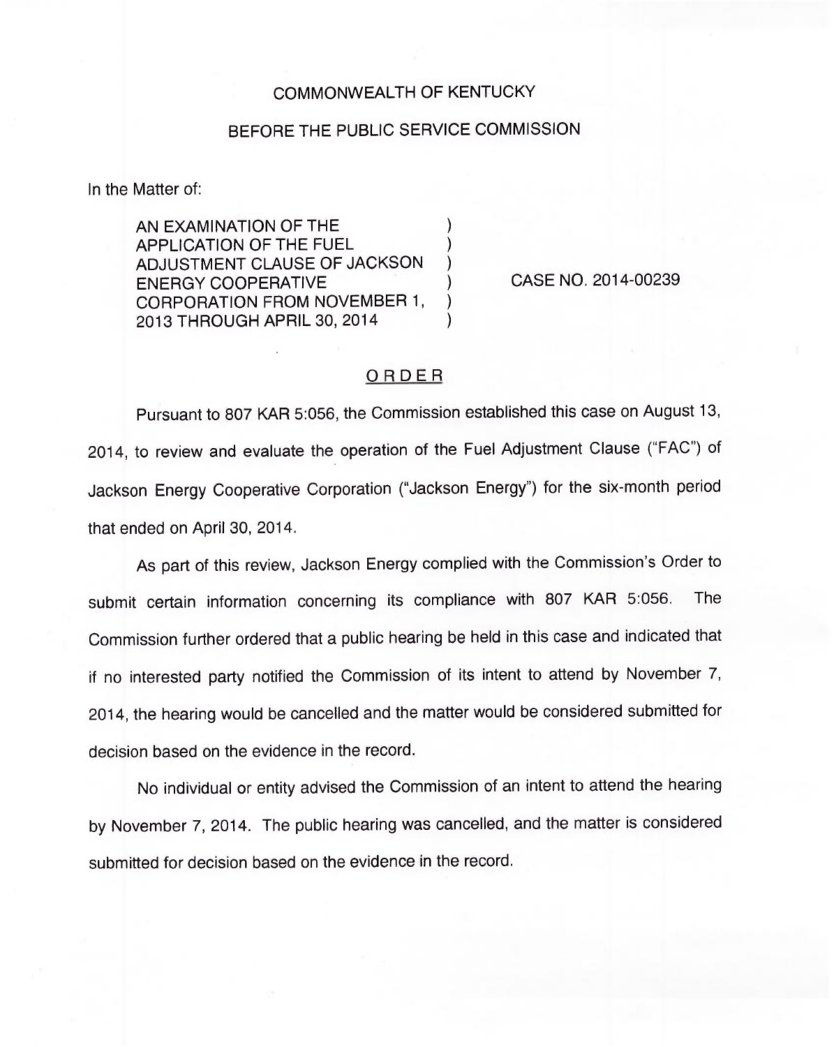COMMONWEALTH OF KENTUCKY

BEFORE THE PUBLIC SERVICE COMMISSION

In the Matter of:

AN EXAMINATION OF THE APPLICATION OF THE FUEL ADJUSTMENT CLAUSE OF JACKSON ENERGY COOPERATIVE CORPORATION FROM NOVEMBER 1, 2013 THROUGH APRIL 30, 2014 ) CASE NO. 2014-00239

ORDER

Pursuant to 807 KAR 5:056, the Commission established this case on August 13, 2014, to review and evaluate the operation of the Fuel Adjustment Clause ("FAC") of Jackson Energy Cooperative Corporation ("Jackson Energy") for the six-month period that ended on April 30, 2014.

As part of this review, Jackson Energy complied with the Commission's Order to submit certain information concerning its compliance with 807 KAR 5:056. The Commission further ordered that a public hearing be held in this case and indicated that if no interested party notified the Commission of its intent to attend by November 7, 2014, the hearing would be cancelled and the matter would be considered submitted for decision based on the evidence in the record.

No individual or entity advised the Commission of an intent to attend the hearing by November 7, 2014. The public hearing was cancelled, and the matter is considered submitted for decision based on the evidence in the record.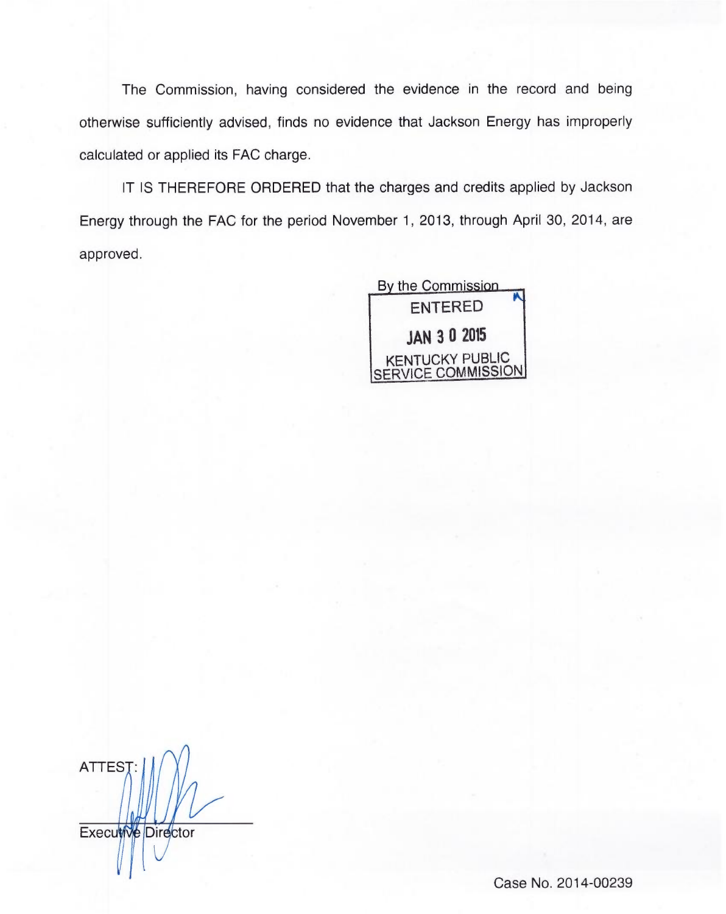The Commission, having considered the evidence in the record and being otherwise sufficiently advised, finds no evidence that Jackson Energy has improperly calculated or applied its FAC charge.

IT IS THEREFORE ORDERED that the charges and credits applied by Jackson Energy through the FAC for the period November 1, 2013, through April 30, 2014, are approved.

By the Commission

ENTERED

JAN 3 0 2015

KENTUCKY PUBLIC SERVICE COMMISSION

ATTEST:

Executive Director

Case No. 2014-00239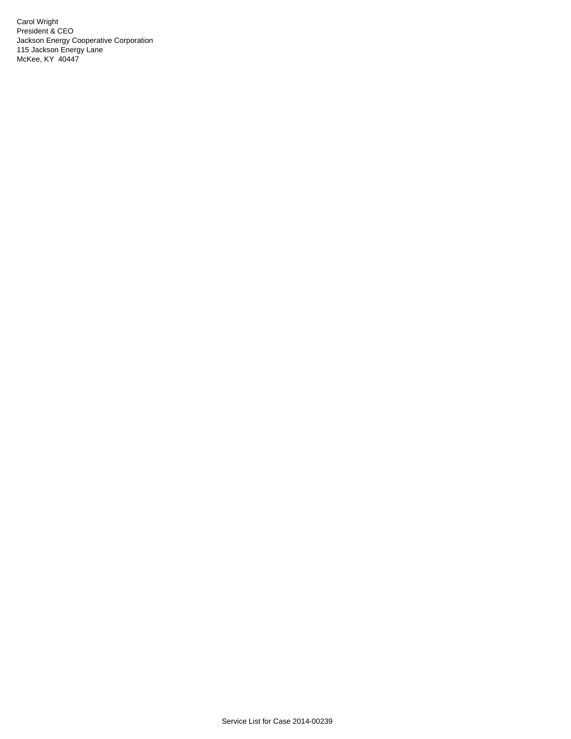Carol Wright
President & CEO
Jackson Energy Cooperative Corporation
115 Jackson Energy Lane
McKee, KY  40447